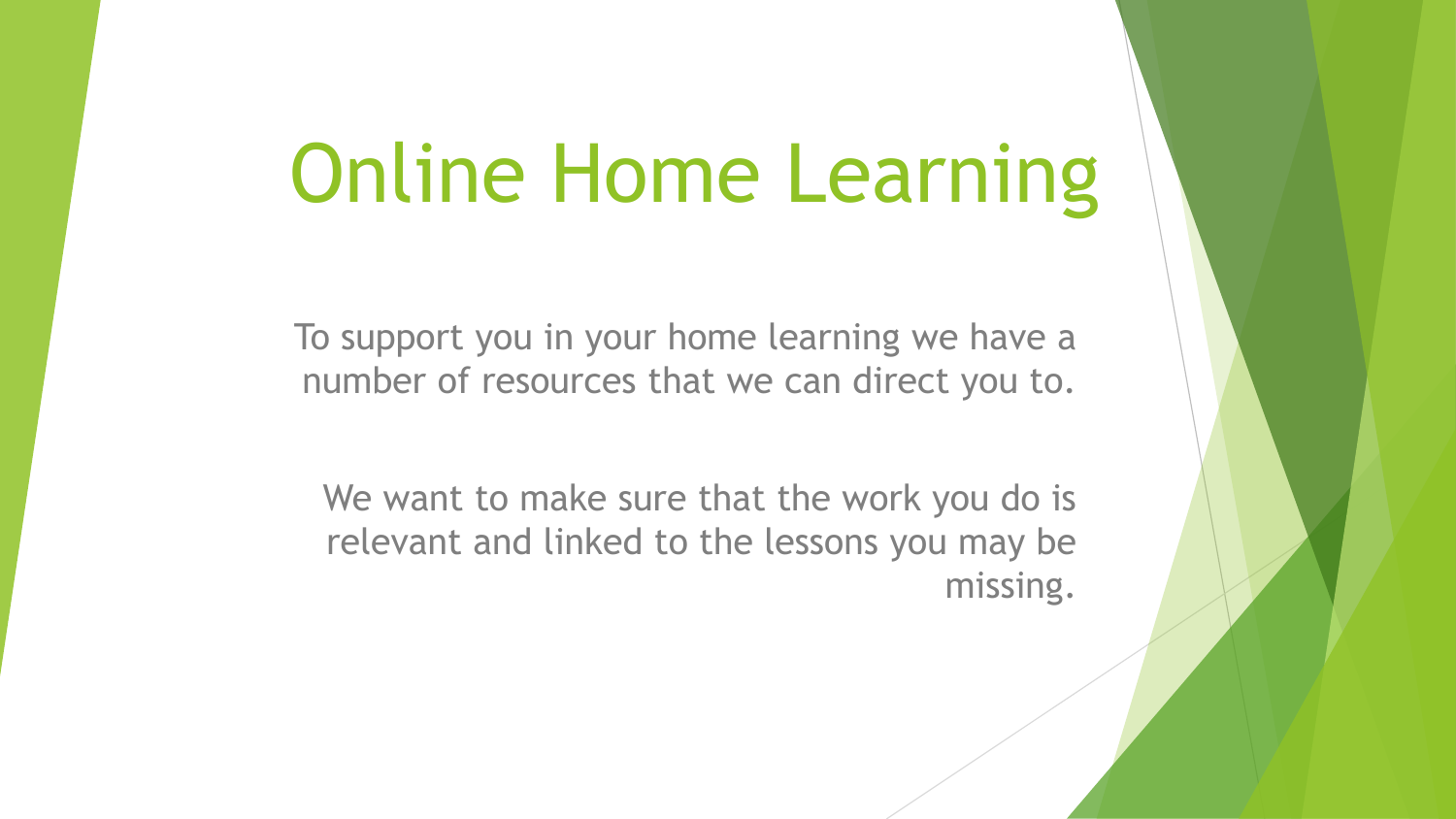# Online Home Learning

To support you in your home learning we have a number of resources that we can direct you to.

We want to make sure that the work you do is relevant and linked to the lessons you may be missing.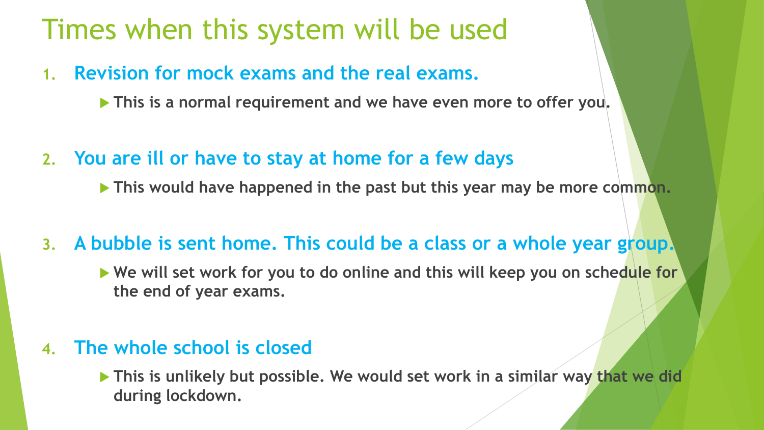# Times when this system will be used

1. **Revision for mock exams and the real exams.**
   - **This is a normal requirement and we have even more to offer you.**

2. **You are ill or have to stay at home for a few days**
   - **This would have happened in the past but this year may be more common.**

3. **A bubble is sent home. This could be a class or a whole year group.**
   - **We will set work for you to do online and this will keep you on schedule for the end of year exams.**

4. **The whole school is closed**
   - **This is unlikely but possible. We would set work in a similar way that we did during lockdown.**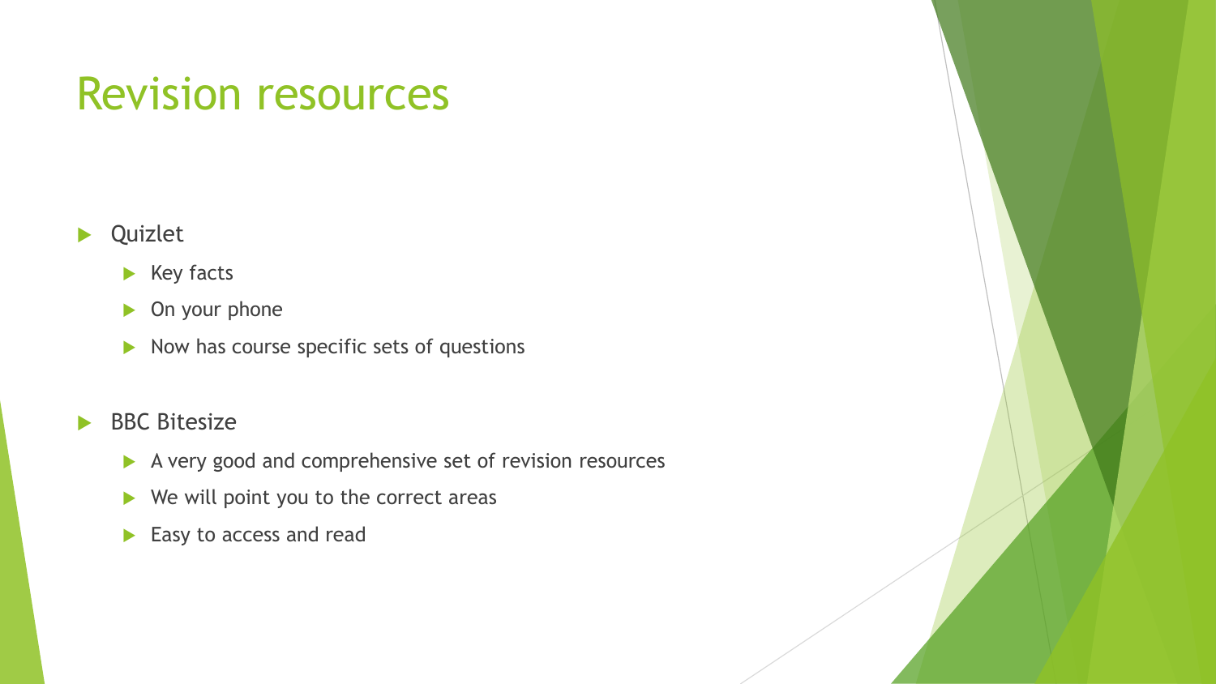# Revision resources

- Quizlet
  - Key facts
  - On your phone
  - Now has course specific sets of questions
- BBC Bitesize
  - A very good and comprehensive set of revision resources
  - We will point you to the correct areas
  - Easy to access and read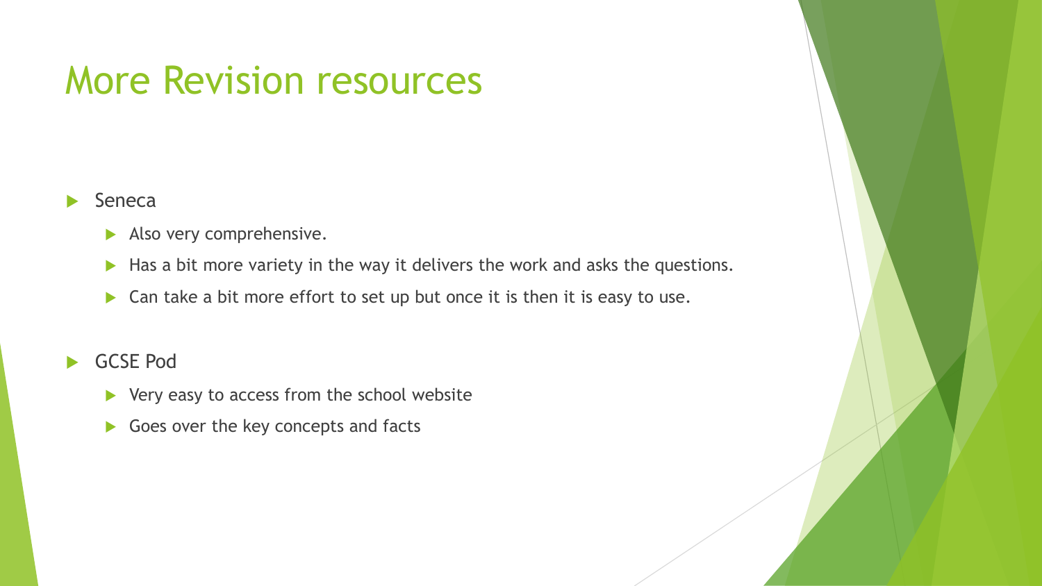# More Revision resources

- Seneca
  - Also very comprehensive.
  - Has a bit more variety in the way it delivers the work and asks the questions.
  - Can take a bit more effort to set up but once it is then it is easy to use.
- GCSE Pod
  - Very easy to access from the school website
  - Goes over the key concepts and facts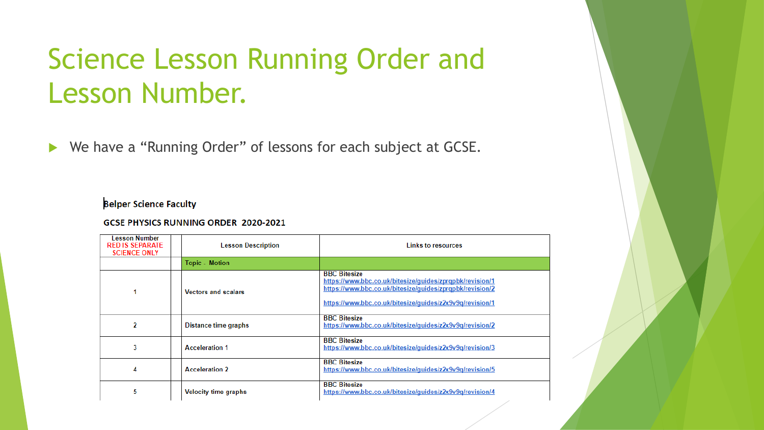# Science Lesson Running Order and Lesson Number.

- We have a "Running Order" of lessons for each subject at GCSE.

Belper Science Faculty

**GCSE PHYSICS RUNNING ORDER 2020-2021**

| Lesson Number RED IS SEPARATE SCIENCE ONLY | | Lesson Description | Links to resources |
|---|---|---|---|
| | | Topic - Motion | |
| 1 | | Vectors and scalars | BBC Bitesize https://www.bbc.co.uk/bitesize/guides/zprqpbk/revision/1 https://www.bbc.co.uk/bitesize/guides/zprqpbk/revision/2 https://www.bbc.co.uk/bitesize/guides/z2x9v9q/revision/1 |
| 2 | | Distance time graphs | BBC Bitesize https://www.bbc.co.uk/bitesize/guides/z2x9v9q/revision/2 |
| 3 | | Acceleration 1 | BBC Bitesize https://www.bbc.co.uk/bitesize/guides/z2x9v9q/revision/3 |
| 4 | | Acceleration 2 | BBC Bitesize https://www.bbc.co.uk/bitesize/guides/z2x9v9q/revision/5 |
| 5 | | Velocity time graphs | BBC Bitesize https://www.bbc.co.uk/bitesize/guides/z2x9v9q/revision/4 |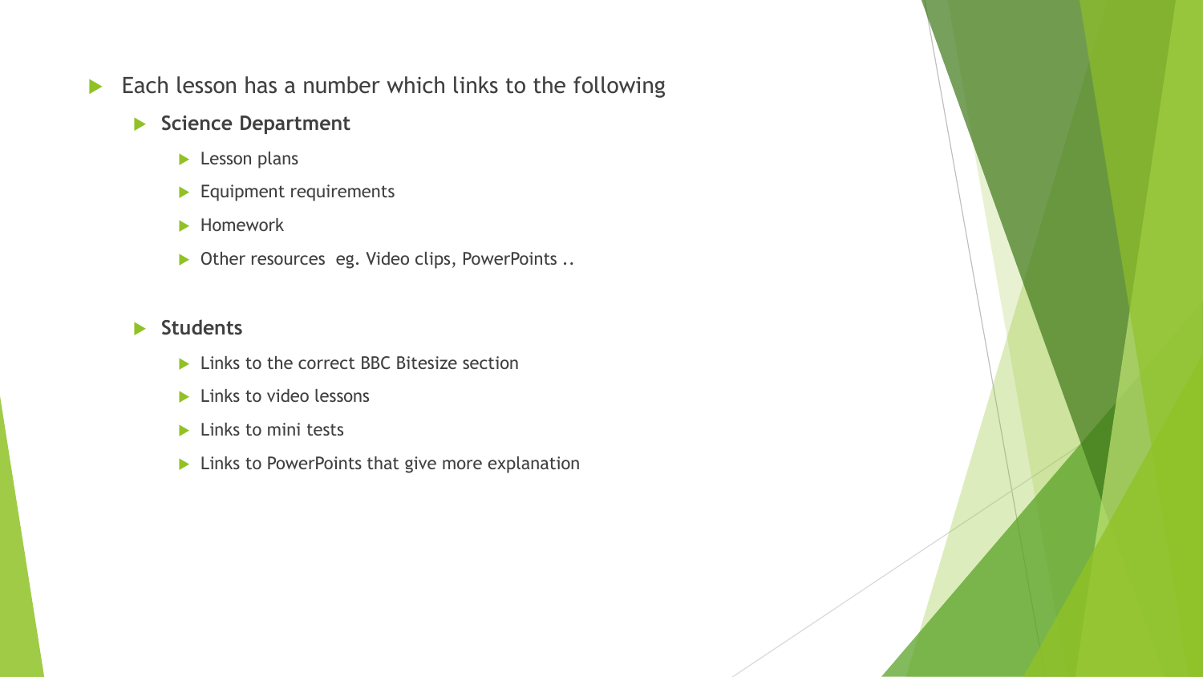- Each lesson has a number which links to the following
  - **Science Department**
    - Lesson plans
    - Equipment requirements
    - Homework
    - Other resources  eg. Video clips, PowerPoints ..
  - **Students**
    - Links to the correct BBC Bitesize section
    - Links to video lessons
    - Links to mini tests
    - Links to PowerPoints that give more explanation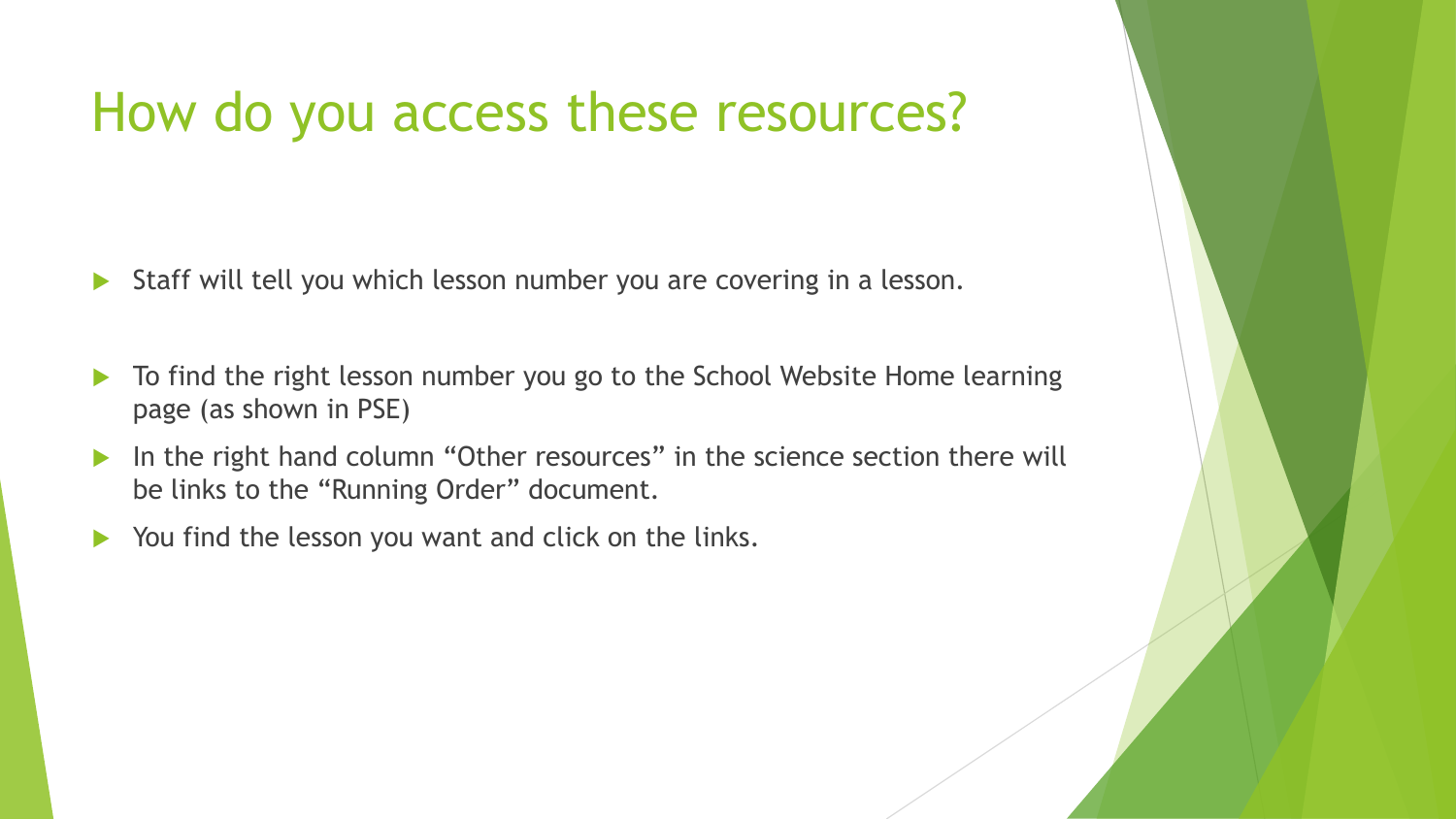# How do you access these resources?

- Staff will tell you which lesson number you are covering in a lesson.
- To find the right lesson number you go to the School Website Home learning page (as shown in PSE)
- In the right hand column “Other resources” in the science section there will be links to the “Running Order” document.
- You find the lesson you want and click on the links.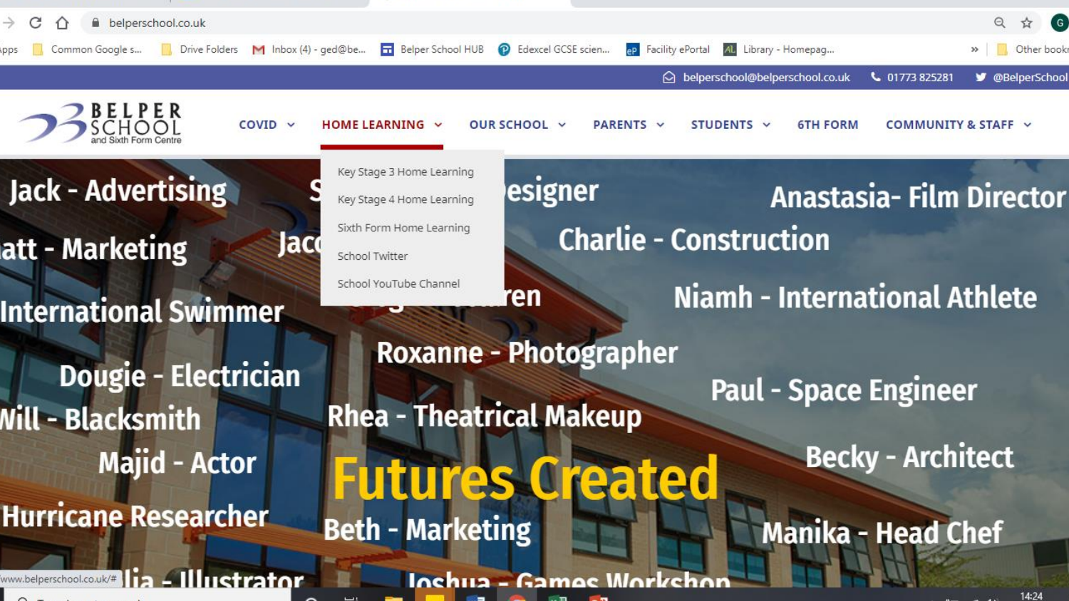belperschool.co.uk

Apps | Common Google s... | Drive Folders | Inbox (4) - ged@be... | Belper School HUB | Edexcel GCSE scien... | Facility ePortal | Library - Homepag... | Other bookm

belperschool@belperschool.co.uk | 01773 825281 | @BelperSchool

**BELPER SCHOOL** and Sixth Form Centre

COVID | **HOME LEARNING** | OUR SCHOOL | PARENTS | STUDENTS | 6TH FORM | COMMUNITY & STAFF

- Key Stage 3 Home Learning
- Key Stage 4 Home Learning
- Sixth Form Home Learning
- School Twitter
- School YouTube Channel

Jack - Advertising

...esigner

Anastasia- Film Director

...att - Marketing

Jac...

Charlie - Construction

...ren

Niamh - International Athlete

International Swimmer

Roxanne - Photographer

Dougie - Electrician

Paul - Space Engineer

...Will - Blacksmith

Rhea - Theatrical Makeup

Majid - Actor

Becky - Architect

**Futures Created**

Hurricane Researcher

Beth - Marketing

Manika - Head Chef

...lia - Illustrator

Joshua - Games Workshop

www.belperschool.co.uk/#

14:24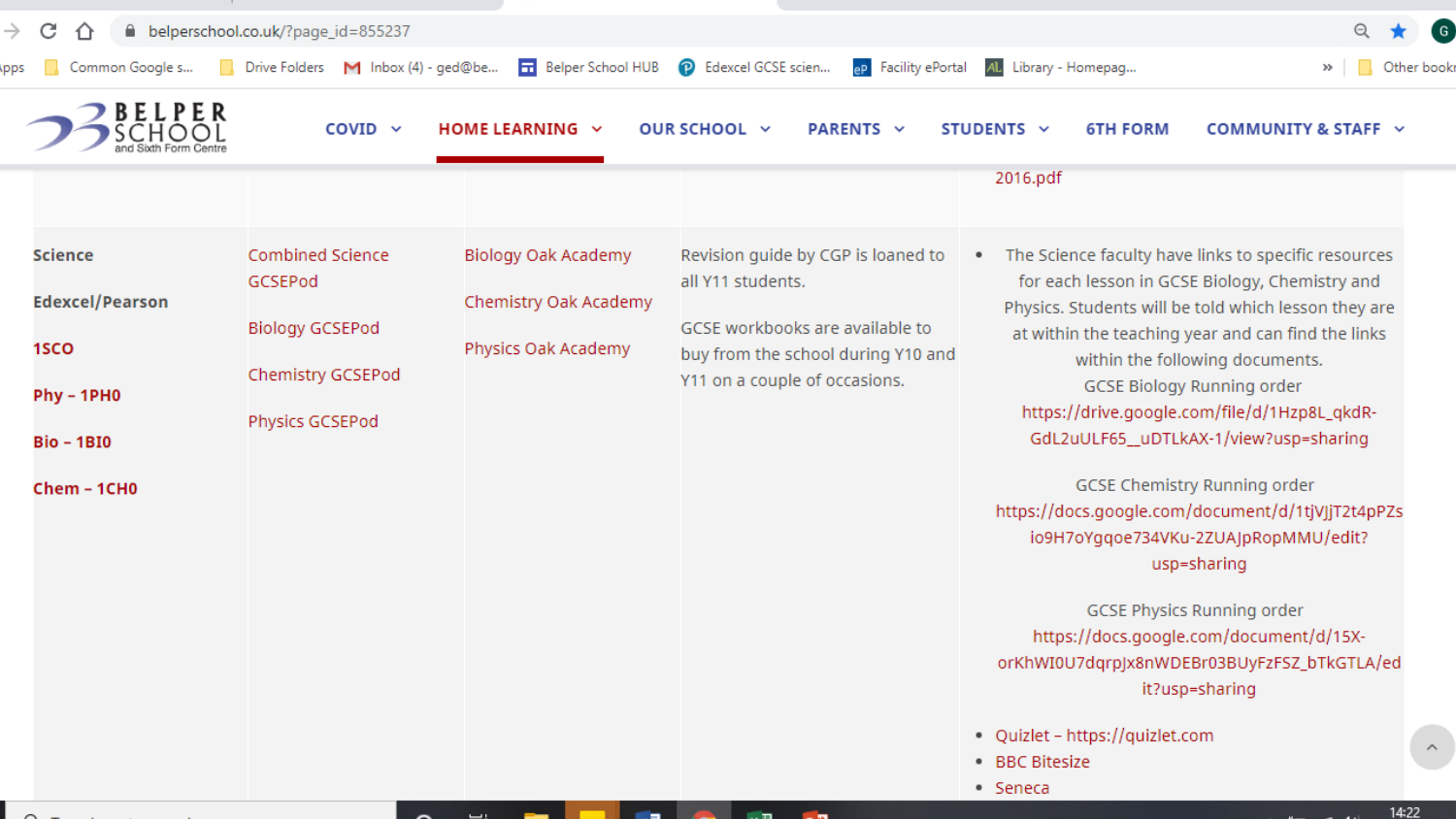| | | | | |
|---|---|---|---|---|
| | | | | 2016.pdf |
| **Science**<br><br>**Edexcel/Pearson**<br><br>**1SCO**<br><br>**Phy – 1PH0**<br><br>**Bio – 1BI0**<br><br>**Chem – 1CH0** | Combined Science GCSEPod<br><br>Biology GCSEPod<br><br>Chemistry GCSEPod<br><br>Physics GCSEPod | Biology Oak Academy<br><br>Chemistry Oak Academy<br><br>Physics Oak Academy | Revision guide by CGP is loaned to all Y11 students.<br><br>GCSE workbooks are available to buy from the school during Y10 and Y11 on a couple of occasions. | • The Science faculty have links to specific resources for each lesson in GCSE Biology, Chemistry and Physics. Students will be told which lesson they are at within the teaching year and can find the links within the following documents.<br>GCSE Biology Running order<br>https://drive.google.com/file/d/1Hzp8L_qkdR-GdL2uULF65__uDTLkAX-1/view?usp=sharing<br><br>GCSE Chemistry Running order<br>https://docs.google.com/document/d/1tjVJjT2t4pPZsio9H7oYgqoe734VKu-2ZUAJpRopMMU/edit?usp=sharing<br><br>GCSE Physics Running order<br>https://docs.google.com/document/d/15X-orKhWI0U7dqrpJx8nWDEBr03BUyFzFSZ_bTkGTLA/edit?usp=sharing<br><br>• Quizlet – https://quizlet.com<br>• BBC Bitesize<br>• Seneca |